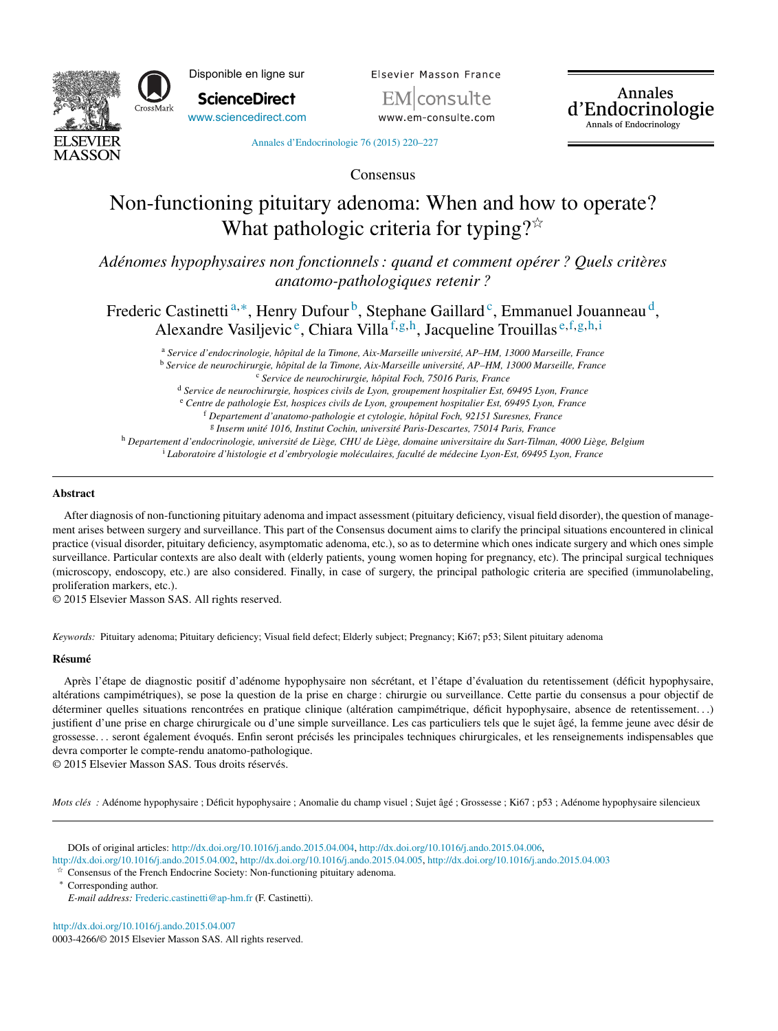Consensus

# Non-functioning pituitary adenoma: When and how to operate? What pathologic criteria for typing?☆

*Adénomes hypophysaires non fonctionnels : quand et comment opérer ? Quels critères anatomo-pathologiques retenir ?*

Frederic Castinetti[a,*], Henry Dufour[b], Stephane Gaillard[c], Emmanuel Jouanneau[d], Alexandre Vasiljevic[e], Chiara Villa[f,g,h], Jacqueline Trouillas[e,f,g,h,i]

[a] *Service d'endocrinologie, hôpital de la Timone, Aix-Marseille université, AP–HM, 13000 Marseille, France*
[b] *Service de neurochirurgie, hôpital de la Timone, Aix-Marseille université, AP–HM, 13000 Marseille, France*
[c] *Service de neurochirurgie, hôpital Foch, 75016 Paris, France*
[d] *Service de neurochirurgie, hospices civils de Lyon, groupement hospitalier Est, 69495 Lyon, France*
[e] *Centre de pathologie Est, hospices civils de Lyon, groupement hospitalier Est, 69495 Lyon, France*
[f] *Departement d'anatomo-pathologie et cytologie, hôpital Foch, 92151 Suresnes, France*
[g] *Inserm unité 1016, Institut Cochin, université Paris-Descartes, 75014 Paris, France*
[h] *Departement d'endocrinologie, université de Liège, CHU de Liège, domaine universitaire du Sart-Tilman, 4000 Liège, Belgium*
[i] *Laboratoire d'histologie et d'embryologie moléculaires, faculté de médecine Lyon-Est, 69495 Lyon, France*

## Abstract

After diagnosis of non-functioning pituitary adenoma and impact assessment (pituitary deficiency, visual field disorder), the question of management arises between surgery and surveillance. This part of the Consensus document aims to clarify the principal situations encountered in clinical practice (visual disorder, pituitary deficiency, asymptomatic adenoma, etc.), so as to determine which ones indicate surgery and which ones simple surveillance. Particular contexts are also dealt with (elderly patients, young women hoping for pregnancy, etc). The principal surgical techniques (microscopy, endoscopy, etc.) are also considered. Finally, in case of surgery, the principal pathologic criteria are specified (immunolabeling, proliferation markers, etc.).

© 2015 Elsevier Masson SAS. All rights reserved.

*Keywords:* Pituitary adenoma; Pituitary deficiency; Visual field defect; Elderly subject; Pregnancy; Ki67; p53; Silent pituitary adenoma

## Résumé

Après l'étape de diagnostic positif d'adénome hypophysaire non sécrétant, et l'étape d'évaluation du retentissement (déficit hypophysaire, altérations campimétriques), se pose la question de la prise en charge : chirurgie ou surveillance. Cette partie du consensus a pour objectif de déterminer quelles situations rencontrées en pratique clinique (altération campimétrique, déficit hypophysaire, absence de retentissement...) justifient d'une prise en charge chirurgicale ou d'une simple surveillance. Les cas particuliers tels que le sujet âgé, la femme jeune avec désir de grossesse... seront également évoqués. Enfin seront précisés les principales techniques chirurgicales, et les renseignements indispensables que devra comporter le compte-rendu anatomo-pathologique.

© 2015 Elsevier Masson SAS. Tous droits réservés.

*Mots clés :* Adénome hypophysaire ; Déficit hypophysaire ; Anomalie du champ visuel ; Sujet âgé ; Grossesse ; Ki67 ; p53 ; Adénome hypophysaire silencieux

---

DOIs of original articles: http://dx.doi.org/10.1016/j.ando.2015.04.004, http://dx.doi.org/10.1016/j.ando.2015.04.006, http://dx.doi.org/10.1016/j.ando.2015.04.002, http://dx.doi.org/10.1016/j.ando.2015.04.005, http://dx.doi.org/10.1016/j.ando.2015.04.003

☆ Consensus of the French Endocrine Society: Non-functioning pituitary adenoma.

* Corresponding author.
*E-mail address:* Frederic.castinetti@ap-hm.fr (F. Castinetti).

http://dx.doi.org/10.1016/j.ando.2015.04.007
0003-4266/© 2015 Elsevier Masson SAS. All rights reserved.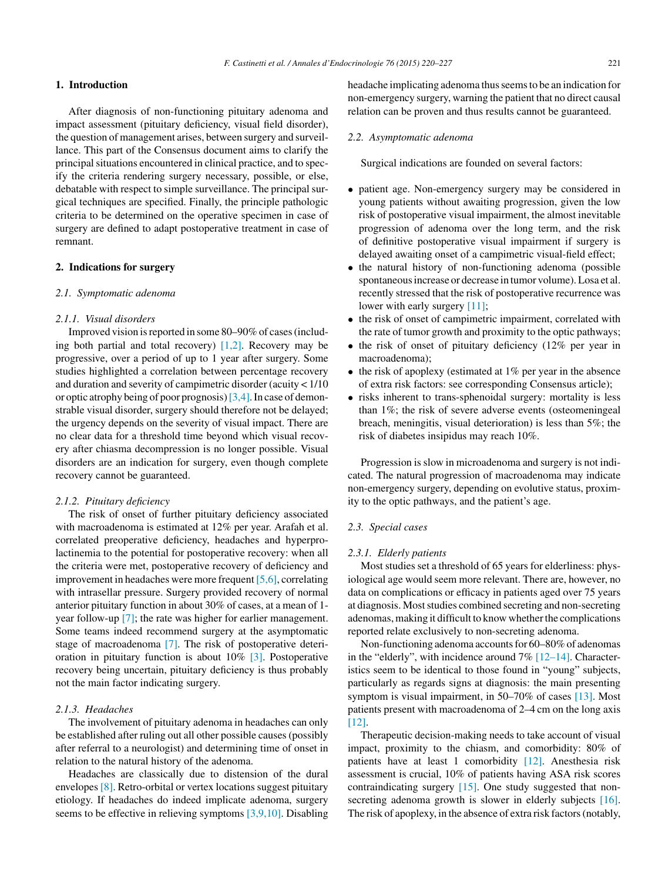## 1. Introduction

After diagnosis of non-functioning pituitary adenoma and impact assessment (pituitary deficiency, visual field disorder), the question of management arises, between surgery and surveillance. This part of the Consensus document aims to clarify the principal situations encountered in clinical practice, and to specify the criteria rendering surgery necessary, possible, or else, debatable with respect to simple surveillance. The principal surgical techniques are specified. Finally, the principle pathologic criteria to be determined on the operative specimen in case of surgery are defined to adapt postoperative treatment in case of remnant.

## 2. Indications for surgery

### 2.1. Symptomatic adenoma

#### 2.1.1. Visual disorders

Improved vision is reported in some 80–90% of cases (including both partial and total recovery) [1,2]. Recovery may be progressive, over a period of up to 1 year after surgery. Some studies highlighted a correlation between percentage recovery and duration and severity of campimetric disorder (acuity < 1/10 or optic atrophy being of poor prognosis) [3,4]. In case of demonstrable visual disorder, surgery should therefore not be delayed; the urgency depends on the severity of visual impact. There are no clear data for a threshold time beyond which visual recovery after chiasma decompression is no longer possible. Visual disorders are an indication for surgery, even though complete recovery cannot be guaranteed.

#### 2.1.2. Pituitary deficiency

The risk of onset of further pituitary deficiency associated with macroadenoma is estimated at 12% per year. Arafah et al. correlated preoperative deficiency, headaches and hyperprolactinemia to the potential for postoperative recovery: when all the criteria were met, postoperative recovery of deficiency and improvement in headaches were more frequent [5,6], correlating with intrasellar pressure. Surgery provided recovery of normal anterior pituitary function in about 30% of cases, at a mean of 1-year follow-up [7]; the rate was higher for earlier management. Some teams indeed recommend surgery at the asymptomatic stage of macroadenoma [7]. The risk of postoperative deterioration in pituitary function is about 10% [3]. Postoperative recovery being uncertain, pituitary deficiency is thus probably not the main factor indicating surgery.

#### 2.1.3. Headaches

The involvement of pituitary adenoma in headaches can only be established after ruling out all other possible causes (possibly after referral to a neurologist) and determining time of onset in relation to the natural history of the adenoma.

Headaches are classically due to distension of the dural envelopes [8]. Retro-orbital or vertex locations suggest pituitary etiology. If headaches do indeed implicate adenoma, surgery seems to be effective in relieving symptoms [3,9,10]. Disabling headache implicating adenoma thus seems to be an indication for non-emergency surgery, warning the patient that no direct causal relation can be proven and thus results cannot be guaranteed.

### 2.2. Asymptomatic adenoma

Surgical indications are founded on several factors:

- patient age. Non-emergency surgery may be considered in young patients without awaiting progression, given the low risk of postoperative visual impairment, the almost inevitable progression of adenoma over the long term, and the risk of definitive postoperative visual impairment if surgery is delayed awaiting onset of a campimetric visual-field effect;
- the natural history of non-functioning adenoma (possible spontaneous increase or decrease in tumor volume). Losa et al. recently stressed that the risk of postoperative recurrence was lower with early surgery [11];
- the risk of onset of campimetric impairment, correlated with the rate of tumor growth and proximity to the optic pathways;
- the risk of onset of pituitary deficiency (12% per year in macroadenoma);
- the risk of apoplexy (estimated at 1% per year in the absence of extra risk factors: see corresponding Consensus article);
- risks inherent to trans-sphenoidal surgery: mortality is less than 1%; the risk of severe adverse events (osteomeningeal breach, meningitis, visual deterioration) is less than 5%; the risk of diabetes insipidus may reach 10%.

Progression is slow in microadenoma and surgery is not indicated. The natural progression of macroadenoma may indicate non-emergency surgery, depending on evolutive status, proximity to the optic pathways, and the patient's age.

### 2.3. Special cases

#### 2.3.1. Elderly patients

Most studies set a threshold of 65 years for elderliness: physiological age would seem more relevant. There are, however, no data on complications or efficacy in patients aged over 75 years at diagnosis. Most studies combined secreting and non-secreting adenomas, making it difficult to know whether the complications reported relate exclusively to non-secreting adenoma.

Non-functioning adenoma accounts for 60–80% of adenomas in the "elderly", with incidence around 7% [12–14]. Characteristics seem to be identical to those found in "young" subjects, particularly as regards signs at diagnosis: the main presenting symptom is visual impairment, in 50–70% of cases [13]. Most patients present with macroadenoma of 2–4 cm on the long axis [12].

Therapeutic decision-making needs to take account of visual impact, proximity to the chiasm, and comorbidity: 80% of patients have at least 1 comorbidity [12]. Anesthesia risk assessment is crucial, 10% of patients having ASA risk scores contraindicating surgery [15]. One study suggested that non-secreting adenoma growth is slower in elderly subjects [16]. The risk of apoplexy, in the absence of extra risk factors (notably,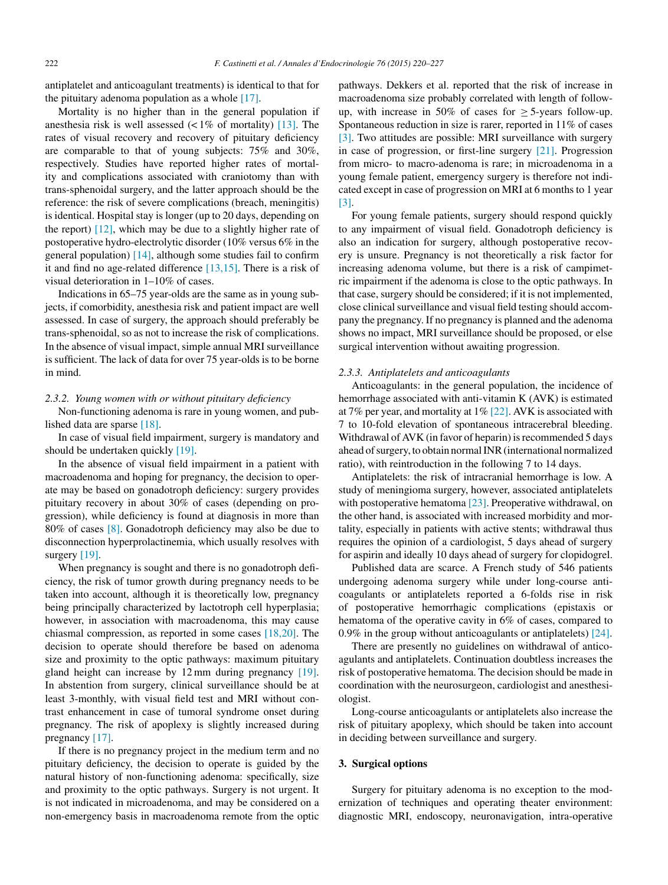antiplatelet and anticoagulant treatments) is identical to that for the pituitary adenoma population as a whole [17].

Mortality is no higher than in the general population if anesthesia risk is well assessed (< 1% of mortality) [13]. The rates of visual recovery and recovery of pituitary deficiency are comparable to that of young subjects: 75% and 30%, respectively. Studies have reported higher rates of mortality and complications associated with craniotomy than with trans-sphenoidal surgery, and the latter approach should be the reference: the risk of severe complications (breach, meningitis) is identical. Hospital stay is longer (up to 20 days, depending on the report) [12], which may be due to a slightly higher rate of postoperative hydro-electrolytic disorder (10% versus 6% in the general population) [14], although some studies fail to confirm it and find no age-related difference [13,15]. There is a risk of visual deterioration in 1–10% of cases.

Indications in 65–75 year-olds are the same as in young subjects, if comorbidity, anesthesia risk and patient impact are well assessed. In case of surgery, the approach should preferably be trans-sphenoidal, so as not to increase the risk of complications. In the absence of visual impact, simple annual MRI surveillance is sufficient. The lack of data for over 75 year-olds is to be borne in mind.

#### *2.3.2. Young women with or without pituitary deficiency*

Non-functioning adenoma is rare in young women, and published data are sparse [18].

In case of visual field impairment, surgery is mandatory and should be undertaken quickly [19].

In the absence of visual field impairment in a patient with macroadenoma and hoping for pregnancy, the decision to operate may be based on gonadotroph deficiency: surgery provides pituitary recovery in about 30% of cases (depending on progression), while deficiency is found at diagnosis in more than 80% of cases [8]. Gonadotroph deficiency may also be due to disconnection hyperprolactinemia, which usually resolves with surgery [19].

When pregnancy is sought and there is no gonadotroph deficiency, the risk of tumor growth during pregnancy needs to be taken into account, although it is theoretically low, pregnancy being principally characterized by lactotroph cell hyperplasia; however, in association with macroadenoma, this may cause chiasmal compression, as reported in some cases [18,20]. The decision to operate should therefore be based on adenoma size and proximity to the optic pathways: maximum pituitary gland height can increase by 12 mm during pregnancy [19]. In abstention from surgery, clinical surveillance should be at least 3-monthly, with visual field test and MRI without contrast enhancement in case of tumoral syndrome onset during pregnancy. The risk of apoplexy is slightly increased during pregnancy [17].

If there is no pregnancy project in the medium term and no pituitary deficiency, the decision to operate is guided by the natural history of non-functioning adenoma: specifically, size and proximity to the optic pathways. Surgery is not urgent. It is not indicated in microadenoma, and may be considered on a non-emergency basis in macroadenoma remote from the optic pathways. Dekkers et al. reported that the risk of increase in macroadenoma size probably correlated with length of follow-up, with increase in 50% of cases for ≥ 5-years follow-up. Spontaneous reduction in size is rarer, reported in 11% of cases [3]. Two attitudes are possible: MRI surveillance with surgery in case of progression, or first-line surgery [21]. Progression from micro- to macro-adenoma is rare; in microadenoma in a young female patient, emergency surgery is therefore not indicated except in case of progression on MRI at 6 months to 1 year [3].

For young female patients, surgery should respond quickly to any impairment of visual field. Gonadotroph deficiency is also an indication for surgery, although postoperative recovery is unsure. Pregnancy is not theoretically a risk factor for increasing adenoma volume, but there is a risk of campimetric impairment if the adenoma is close to the optic pathways. In that case, surgery should be considered; if it is not implemented, close clinical surveillance and visual field testing should accompany the pregnancy. If no pregnancy is planned and the adenoma shows no impact, MRI surveillance should be proposed, or else surgical intervention without awaiting progression.

#### *2.3.3. Antiplatelets and anticoagulants*

Anticoagulants: in the general population, the incidence of hemorrhage associated with anti-vitamin K (AVK) is estimated at 7% per year, and mortality at 1% [22]. AVK is associated with 7 to 10-fold elevation of spontaneous intracerebral bleeding. Withdrawal of AVK (in favor of heparin) is recommended 5 days ahead of surgery, to obtain normal INR (international normalized ratio), with reintroduction in the following 7 to 14 days.

Antiplatelets: the risk of intracranial hemorrhage is low. A study of meningioma surgery, however, associated antiplatelets with postoperative hematoma [23]. Preoperative withdrawal, on the other hand, is associated with increased morbidity and mortality, especially in patients with active stents; withdrawal thus requires the opinion of a cardiologist, 5 days ahead of surgery for aspirin and ideally 10 days ahead of surgery for clopidogrel.

Published data are scarce. A French study of 546 patients undergoing adenoma surgery while under long-course anticoagulants or antiplatelets reported a 6-folds rise in risk of postoperative hemorrhagic complications (epistaxis or hematoma of the operative cavity in 6% of cases, compared to 0.9% in the group without anticoagulants or antiplatelets) [24].

There are presently no guidelines on withdrawal of anticoagulants and antiplatelets. Continuation doubtless increases the risk of postoperative hematoma. The decision should be made in coordination with the neurosurgeon, cardiologist and anesthesiologist.

Long-course anticoagulants or antiplatelets also increase the risk of pituitary apoplexy, which should be taken into account in deciding between surveillance and surgery.

## 3. Surgical options

Surgery for pituitary adenoma is no exception to the modernization of techniques and operating theater environment: diagnostic MRI, endoscopy, neuronavigation, intra-operative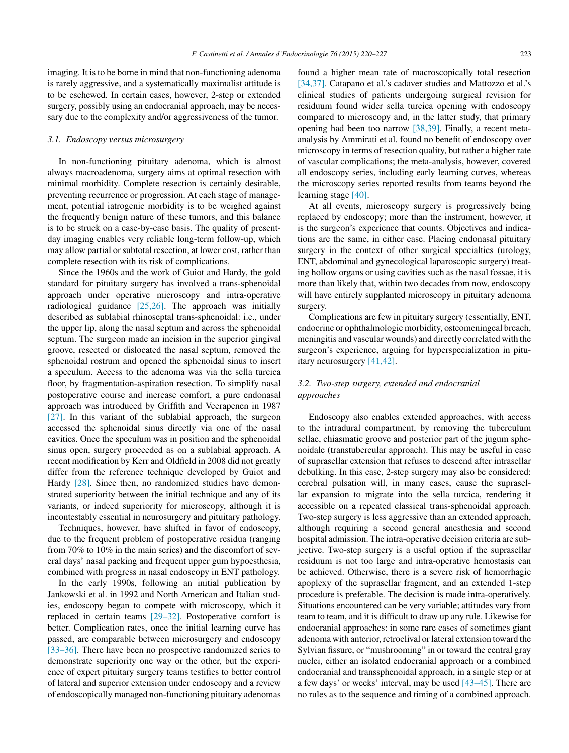imaging. It is to be borne in mind that non-functioning adenoma is rarely aggressive, and a systematically maximalist attitude is to be eschewed. In certain cases, however, 2-step or extended surgery, possibly using an endocranial approach, may be necessary due to the complexity and/or aggressiveness of the tumor.

### *3.1. Endoscopy versus microsurgery*

In non-functioning pituitary adenoma, which is almost always macroadenoma, surgery aims at optimal resection with minimal morbidity. Complete resection is certainly desirable, preventing recurrence or progression. At each stage of management, potential iatrogenic morbidity is to be weighed against the frequently benign nature of these tumors, and this balance is to be struck on a case-by-case basis. The quality of present-day imaging enables very reliable long-term follow-up, which may allow partial or subtotal resection, at lower cost, rather than complete resection with its risk of complications.

Since the 1960s and the work of Guiot and Hardy, the gold standard for pituitary surgery has involved a trans-sphenoidal approach under operative microscopy and intra-operative radiological guidance [25,26]. The approach was initially described as sublabial rhinoseptal trans-sphenoidal: i.e., under the upper lip, along the nasal septum and across the sphenoidal septum. The surgeon made an incision in the superior gingival groove, resected or dislocated the nasal septum, removed the sphenoidal rostrum and opened the sphenoidal sinus to insert a speculum. Access to the adenoma was via the sella turcica floor, by fragmentation-aspiration resection. To simplify nasal postoperative course and increase comfort, a pure endonasal approach was introduced by Griffith and Veerapenen in 1987 [27]. In this variant of the sublabial approach, the surgeon accessed the sphenoidal sinus directly via one of the nasal cavities. Once the speculum was in position and the sphenoidal sinus open, surgery proceeded as on a sublabial approach. A recent modification by Kerr and Oldfield in 2008 did not greatly differ from the reference technique developed by Guiot and Hardy [28]. Since then, no randomized studies have demonstrated superiority between the initial technique and any of its variants, or indeed superiority for microscopy, although it is incontestably essential in neurosurgery and pituitary pathology.

Techniques, however, have shifted in favor of endoscopy, due to the frequent problem of postoperative residua (ranging from 70% to 10% in the main series) and the discomfort of several days' nasal packing and frequent upper gum hypoesthesia, combined with progress in nasal endoscopy in ENT pathology.

In the early 1990s, following an initial publication by Jankowski et al. in 1992 and North American and Italian studies, endoscopy began to compete with microscopy, which it replaced in certain teams [29–32]. Postoperative comfort is better. Complication rates, once the initial learning curve has passed, are comparable between microsurgery and endoscopy [33–36]. There have been no prospective randomized series to demonstrate superiority one way or the other, but the experience of expert pituitary surgery teams testifies to better control of lateral and superior extension under endoscopy and a review of endoscopically managed non-functioning pituitary adenomas found a higher mean rate of macroscopically total resection [34,37]. Catapano et al.'s cadaver studies and Mattozzo et al.'s clinical studies of patients undergoing surgical revision for residuum found wider sella turcica opening with endoscopy compared to microscopy and, in the latter study, that primary opening had been too narrow [38,39]. Finally, a recent meta-analysis by Ammirati et al. found no benefit of endoscopy over microscopy in terms of resection quality, but rather a higher rate of vascular complications; the meta-analysis, however, covered all endoscopy series, including early learning curves, whereas the microscopy series reported results from teams beyond the learning stage [40].

At all events, microscopy surgery is progressively being replaced by endoscopy; more than the instrument, however, it is the surgeon's experience that counts. Objectives and indications are the same, in either case. Placing endonasal pituitary surgery in the context of other surgical specialties (urology, ENT, abdominal and gynecological laparoscopic surgery) treating hollow organs or using cavities such as the nasal fossae, it is more than likely that, within two decades from now, endoscopy will have entirely supplanted microscopy in pituitary adenoma surgery.

Complications are few in pituitary surgery (essentially, ENT, endocrine or ophthalmologic morbidity, osteomeningeal breach, meningitis and vascular wounds) and directly correlated with the surgeon's experience, arguing for hyperspecialization in pituitary neurosurgery [41,42].

### *3.2. Two-step surgery, extended and endocranial approaches*

Endoscopy also enables extended approaches, with access to the intradural compartment, by removing the tuberculum sellae, chiasmatic groove and posterior part of the jugum sphenoidale (transtubercular approach). This may be useful in case of suprasellar extension that refuses to descend after intrasellar debulking. In this case, 2-step surgery may also be considered: cerebral pulsation will, in many cases, cause the suprasellar expansion to migrate into the sella turcica, rendering it accessible on a repeated classical trans-sphenoidal approach. Two-step surgery is less aggressive than an extended approach, although requiring a second general anesthesia and second hospital admission. The intra-operative decision criteria are subjective. Two-step surgery is a useful option if the suprasellar residuum is not too large and intra-operative hemostasis can be achieved. Otherwise, there is a severe risk of hemorrhagic apoplexy of the suprasellar fragment, and an extended 1-step procedure is preferable. The decision is made intra-operatively. Situations encountered can be very variable; attitudes vary from team to team, and it is difficult to draw up any rule. Likewise for endocranial approaches: in some rare cases of sometimes giant adenoma with anterior, retroclival or lateral extension toward the Sylvian fissure, or "mushrooming" in or toward the central gray nuclei, either an isolated endocranial approach or a combined endocranial and transsphenoidal approach, in a single step or at a few days' or weeks' interval, may be used [43–45]. There are no rules as to the sequence and timing of a combined approach.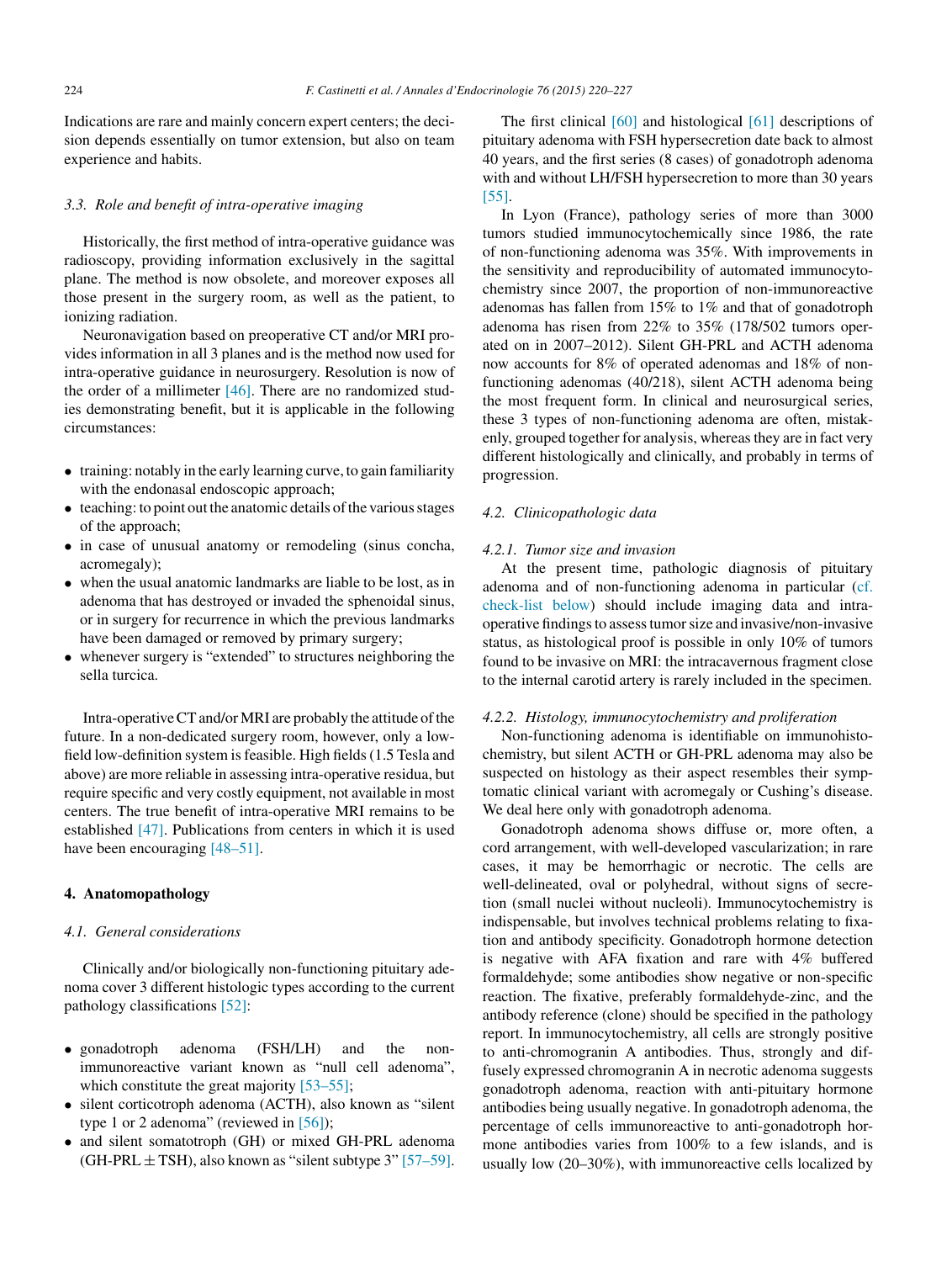Indications are rare and mainly concern expert centers; the decision depends essentially on tumor extension, but also on team experience and habits.

### 3.3. Role and benefit of intra-operative imaging

Historically, the first method of intra-operative guidance was radioscopy, providing information exclusively in the sagittal plane. The method is now obsolete, and moreover exposes all those present in the surgery room, as well as the patient, to ionizing radiation.

Neuronavigation based on preoperative CT and/or MRI provides information in all 3 planes and is the method now used for intra-operative guidance in neurosurgery. Resolution is now of the order of a millimeter [46]. There are no randomized studies demonstrating benefit, but it is applicable in the following circumstances:

- training: notably in the early learning curve, to gain familiarity with the endonasal endoscopic approach;
- teaching: to point out the anatomic details of the various stages of the approach;
- in case of unusual anatomy or remodeling (sinus concha, acromegaly);
- when the usual anatomic landmarks are liable to be lost, as in adenoma that has destroyed or invaded the sphenoidal sinus, or in surgery for recurrence in which the previous landmarks have been damaged or removed by primary surgery;
- whenever surgery is "extended" to structures neighboring the sella turcica.

Intra-operative CT and/or MRI are probably the attitude of the future. In a non-dedicated surgery room, however, only a low-field low-definition system is feasible. High fields (1.5 Tesla and above) are more reliable in assessing intra-operative residua, but require specific and very costly equipment, not available in most centers. The true benefit of intra-operative MRI remains to be established [47]. Publications from centers in which it is used have been encouraging [48–51].

## 4. Anatomopathology

### 4.1. General considerations

Clinically and/or biologically non-functioning pituitary adenoma cover 3 different histologic types according to the current pathology classifications [52]:

- gonadotroph adenoma (FSH/LH) and the non-immunoreactive variant known as "null cell adenoma", which constitute the great majority [53–55];
- silent corticotroph adenoma (ACTH), also known as "silent type 1 or 2 adenoma" (reviewed in [56]);
- and silent somatotroph (GH) or mixed GH-PRL adenoma (GH-PRL ± TSH), also known as "silent subtype 3" [57–59].

The first clinical [60] and histological [61] descriptions of pituitary adenoma with FSH hypersecretion date back to almost 40 years, and the first series (8 cases) of gonadotroph adenoma with and without LH/FSH hypersecretion to more than 30 years [55].

In Lyon (France), pathology series of more than 3000 tumors studied immunocytochemically since 1986, the rate of non-functioning adenoma was 35%. With improvements in the sensitivity and reproducibility of automated immunocytochemistry since 2007, the proportion of non-immunoreactive adenomas has fallen from 15% to 1% and that of gonadotroph adenoma has risen from 22% to 35% (178/502 tumors operated on in 2007–2012). Silent GH-PRL and ACTH adenoma now accounts for 8% of operated adenomas and 18% of non-functioning adenomas (40/218), silent ACTH adenoma being the most frequent form. In clinical and neurosurgical series, these 3 types of non-functioning adenoma are often, mistakenly, grouped together for analysis, whereas they are in fact very different histologically and clinically, and probably in terms of progression.

### 4.2. Clinicopathologic data

#### 4.2.1. Tumor size and invasion

At the present time, pathologic diagnosis of pituitary adenoma and of non-functioning adenoma in particular (cf. check-list below) should include imaging data and intra-operative findings to assess tumor size and invasive/non-invasive status, as histological proof is possible in only 10% of tumors found to be invasive on MRI: the intracavernous fragment close to the internal carotid artery is rarely included in the specimen.

#### 4.2.2. Histology, immunocytochemistry and proliferation

Non-functioning adenoma is identifiable on immunohistochemistry, but silent ACTH or GH-PRL adenoma may also be suspected on histology as their aspect resembles their symptomatic clinical variant with acromegaly or Cushing's disease. We deal here only with gonadotroph adenoma.

Gonadotroph adenoma shows diffuse or, more often, a cord arrangement, with well-developed vascularization; in rare cases, it may be hemorrhagic or necrotic. The cells are well-delineated, oval or polyhedral, without signs of secretion (small nuclei without nucleoli). Immunocytochemistry is indispensable, but involves technical problems relating to fixation and antibody specificity. Gonadotroph hormone detection is negative with AFA fixation and rare with 4% buffered formaldehyde; some antibodies show negative or non-specific reaction. The fixative, preferably formaldehyde-zinc, and the antibody reference (clone) should be specified in the pathology report. In immunocytochemistry, all cells are strongly positive to anti-chromogranin A antibodies. Thus, strongly and diffusely expressed chromogranin A in necrotic adenoma suggests gonadotroph adenoma, reaction with anti-pituitary hormone antibodies being usually negative. In gonadotroph adenoma, the percentage of cells immunoreactive to anti-gonadotroph hormone antibodies varies from 100% to a few islands, and is usually low (20–30%), with immunoreactive cells localized by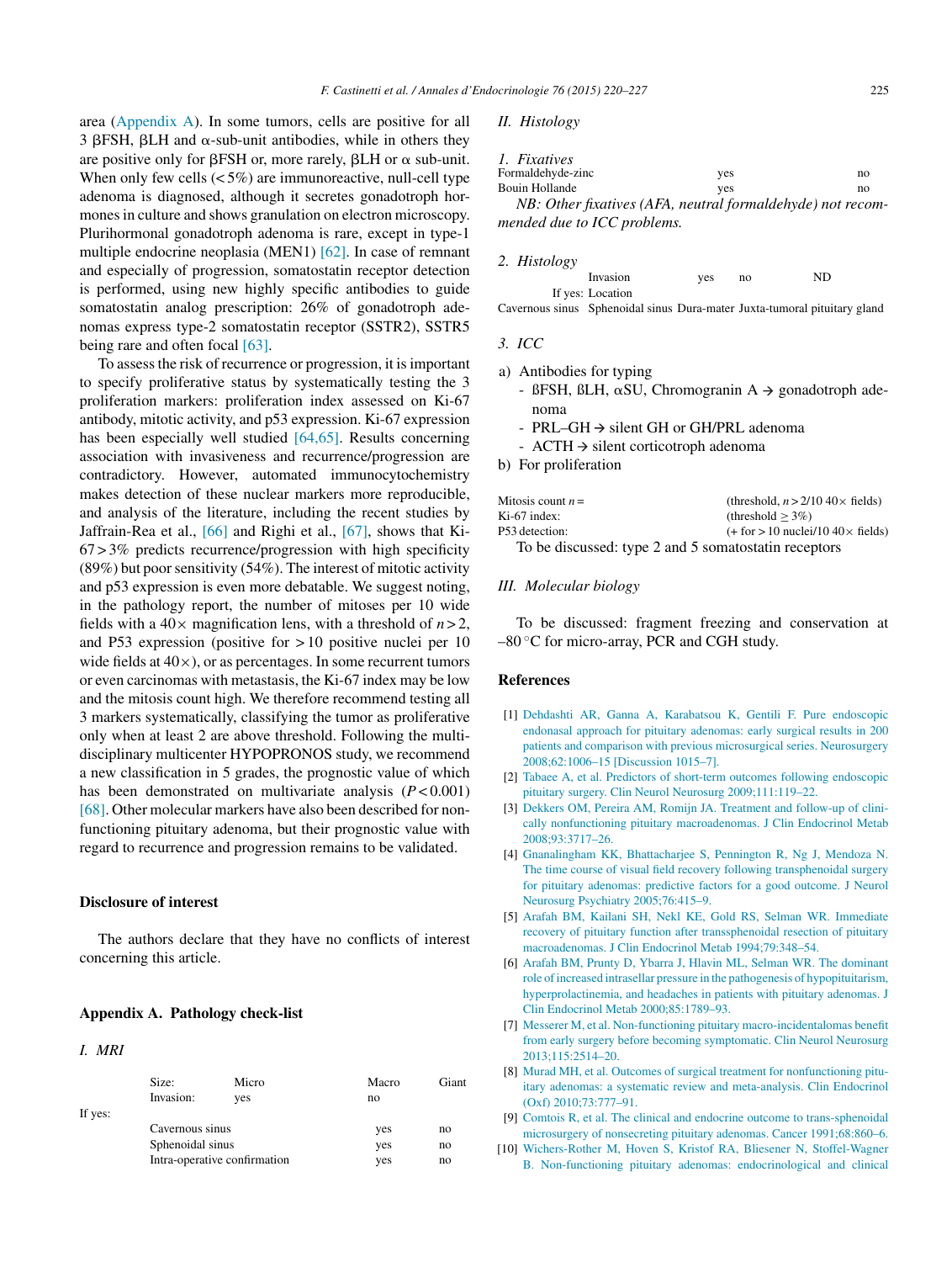area (Appendix A). In some tumors, cells are positive for all 3 βFSH, βLH and α-sub-unit antibodies, while in others they are positive only for βFSH or, more rarely, βLH or α sub-unit. When only few cells (<5%) are immunoreactive, null-cell type adenoma is diagnosed, although it secretes gonadotroph hormones in culture and shows granulation on electron microscopy. Plurihormonal gonadotroph adenoma is rare, except in type-1 multiple endocrine neoplasia (MEN1) [62]. In case of remnant and especially of progression, somatostatin receptor detection is performed, using new highly specific antibodies to guide somatostatin analog prescription: 26% of gonadotroph adenomas express type-2 somatostatin receptor (SSTR2), SSTR5 being rare and often focal [63].

To assess the risk of recurrence or progression, it is important to specify proliferative status by systematically testing the 3 proliferation markers: proliferation index assessed on Ki-67 antibody, mitotic activity, and p53 expression. Ki-67 expression has been especially well studied [64,65]. Results concerning association with invasiveness and recurrence/progression are contradictory. However, automated immunocytochemistry makes detection of these nuclear markers more reproducible, and analysis of the literature, including the recent studies by Jaffrain-Rea et al., [66] and Righi et al., [67], shows that Ki-67 > 3% predicts recurrence/progression with high specificity (89%) but poor sensitivity (54%). The interest of mitotic activity and p53 expression is even more debatable. We suggest noting, in the pathology report, the number of mitoses per 10 wide fields with a 40× magnification lens, with a threshold of $n > 2$, and P53 expression (positive for > 10 positive nuclei per 10 wide fields at 40×), or as percentages. In some recurrent tumors or even carcinomas with metastasis, the Ki-67 index may be low and the mitosis count high. We therefore recommend testing all 3 markers systematically, classifying the tumor as proliferative only when at least 2 are above threshold. Following the multidisciplinary multicenter HYPOPRONOS study, we recommend a new classification in 5 grades, the prognostic value of which has been demonstrated on multivariate analysis ($P < 0.001$) [68]. Other molecular markers have also been described for non-functioning pituitary adenoma, but their prognostic value with regard to recurrence and progression remains to be validated.

## Disclosure of interest

The authors declare that they have no conflicts of interest concerning this article.

## Appendix A. Pathology check-list

### *I. MRI*

| | | | | |
|---|---|---|---|---|
| | Size: | Micro | Macro | Giant |
| | Invasion: | yes | no | |
| If yes: | | | | |
| | Cavernous sinus | | yes | no |
| | Sphenoidal sinus | | yes | no |
| | Intra-operative confirmation | | yes | no |

### *II. Histology*

*1. Fixatives*

| | | |
|---|---|---|
| Formaldehyde-zinc | yes | no |
| Bouin Hollande | yes | no |

*NB: Other fixatives (AFA, neutral formaldehyde) not recommended due to ICC problems.*

*2. Histology*

Invasion yes no ND

If yes: Location

Cavernous sinus Sphenoidal sinus Dura-mater Juxta-tumoral pituitary gland

*3. ICC*

a) Antibodies for typing
   - ßFSH, ßLH, αSU, Chromogranin A → gonadotroph adenoma
   - PRL–GH → silent GH or GH/PRL adenoma
   - ACTH → silent corticotroph adenoma

b) For proliferation

| | |
|---|---|
| Mitosis count $n$ = | (threshold, $n > 2/10$ 40× fields) |
| Ki-67 index: | (threshold ≥ 3%) |
| P53 detection: | (+ for > 10 nuclei/10 40× fields) |

To be discussed: type 2 and 5 somatostatin receptors

### *III. Molecular biology*

To be discussed: fragment freezing and conservation at –80 °C for micro-array, PCR and CGH study.

## References

[1] Dehdashti AR, Ganna A, Karabatsou K, Gentili F. Pure endoscopic endonasal approach for pituitary adenomas: early surgical results in 200 patients and comparison with previous microsurgical series. Neurosurgery 2008;62:1006–15 [Discussion 1015–7].

[2] Tabaee A, et al. Predictors of short-term outcomes following endoscopic pituitary surgery. Clin Neurol Neurosurg 2009;111:119–22.

[3] Dekkers OM, Pereira AM, Romijn JA. Treatment and follow-up of clinically nonfunctioning pituitary macroadenomas. J Clin Endocrinol Metab 2008;93:3717–26.

[4] Gnanalingham KK, Bhattacharjee S, Pennington R, Ng J, Mendoza N. The time course of visual field recovery following transphenoidal surgery for pituitary adenomas: predictive factors for a good outcome. J Neurol Neurosurg Psychiatry 2005;76:415–9.

[5] Arafah BM, Kailani SH, Nekl KE, Gold RS, Selman WR. Immediate recovery of pituitary function after transsphenoidal resection of pituitary macroadenomas. J Clin Endocrinol Metab 1994;79:348–54.

[6] Arafah BM, Prunty D, Ybarra J, Hlavin ML, Selman WR. The dominant role of increased intrasellar pressure in the pathogenesis of hypopituitarism, hyperprolactinemia, and headaches in patients with pituitary adenomas. J Clin Endocrinol Metab 2000;85:1789–93.

[7] Messerer M, et al. Non-functioning pituitary macro-incidentalomas benefit from early surgery before becoming symptomatic. Clin Neurol Neurosurg 2013;115:2514–20.

[8] Murad MH, et al. Outcomes of surgical treatment for nonfunctioning pituitary adenomas: a systematic review and meta-analysis. Clin Endocrinol (Oxf) 2010;73:777–91.

[9] Comtois R, et al. The clinical and endocrine outcome to trans-sphenoidal microsurgery of nonsecreting pituitary adenomas. Cancer 1991;68:860–6.

[10] Wichers-Rother M, Hoven S, Kristof RA, Bliesener N, Stoffel-Wagner B. Non-functioning pituitary adenomas: endocrinological and clinical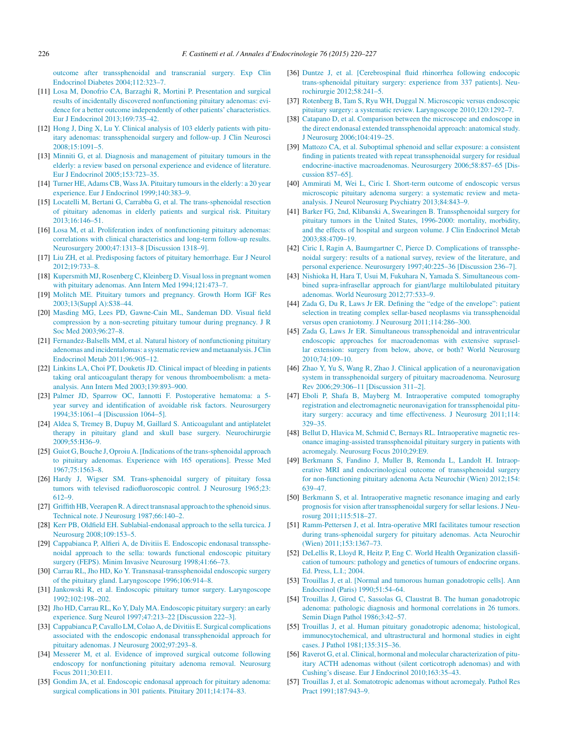outcome after transsphenoidal and transcranial surgery. Exp Clin Endocrinol Diabetes 2004;112:323–7.

[11] Losa M, Donofrio CA, Barzaghi R, Mortini P. Presentation and surgical results of incidentally discovered nonfunctioning pituitary adenomas: evidence for a better outcome independently of other patients' characteristics. Eur J Endocrinol 2013;169:735–42.

[12] Hong J, Ding X, Lu Y. Clinical analysis of 103 elderly patients with pituitary adenomas: transsphenoidal surgery and follow-up. J Clin Neurosci 2008;15:1091–5.

[13] Minniti G, et al. Diagnosis and management of pituitary tumours in the elderly: a review based on personal experience and evidence of literature. Eur J Endocrinol 2005;153:723–35.

[14] Turner HE, Adams CB, Wass JA. Pituitary tumours in the elderly: a 20 year experience. Eur J Endocrinol 1999;140:383–9.

[15] Locatelli M, Bertani G, Carrabba G, et al. The trans-sphenoidal resection of pituitary adenomas in elderly patients and surgical risk. Pituitary 2013;16:146–51.

[16] Losa M, et al. Proliferation index of nonfunctioning pituitary adenomas: correlations with clinical characteristics and long-term follow-up results. Neurosurgery 2000;47:1313–8 [Discussion 1318–9].

[17] Liu ZH, et al. Predisposing factors of pituitary hemorrhage. Eur J Neurol 2012;19:733–8.

[18] Kupersmith MJ, Rosenberg C, Kleinberg D. Visual loss in pregnant women with pituitary adenomas. Ann Intern Med 1994;121:473–7.

[19] Molitch ME. Pituitary tumors and pregnancy. Growth Horm IGF Res 2003;13(Suppl A):S38–44.

[20] Masding MG, Lees PD, Gawne-Cain ML, Sandeman DD. Visual field compression by a non-secreting pituitary tumour during pregnancy. J R Soc Med 2003;96:27–8.

[21] Fernandez-Balsells MM, et al. Natural history of nonfunctioning pituitary adenomas and incidentalomas: a systematic review and metaanalysis. J Clin Endocrinol Metab 2011;96:905–12.

[22] Linkins LA, Choi PT, Douketis JD. Clinical impact of bleeding in patients taking oral anticoagulant therapy for venous thromboembolism: a meta-analysis. Ann Intern Med 2003;139:893–900.

[23] Palmer JD, Sparrow OC, Iannotti F. Postoperative hematoma: a 5-year survey and identification of avoidable risk factors. Neurosurgery 1994;35:1061–4 [Discussion 1064–5].

[24] Aldea S, Tremey B, Dupuy M, Gaillard S. Anticoagulant and antiplatelet therapy in pituitary gland and skull base surgery. Neurochirurgie 2009;55:H36–9.

[25] Guiot G, Bouche J, Oproiu A. [Indications of the trans-sphenoidal approach to pituitary adenomas. Experience with 165 operations]. Presse Med 1967;75:1563–8.

[26] Hardy J, Wigser SM. Trans-sphenoidal surgery of pituitary fossa tumors with televised radiofluoroscopic control. J Neurosurg 1965;23:612–9.

[27] Griffith HB, Veerapen R. A direct transnasal approach to the sphenoid sinus. Technical note. J Neurosurg 1987;66:140–2.

[28] Kerr PB, Oldfield EH. Sublabial-endonasal approach to the sella turcica. J Neurosurg 2008;109:153–5.

[29] Cappabianca P, Alfieri A, de Divitiis E. Endoscopic endonasal transsphenoidal approach to the sella: towards functional endoscopic pituitary surgery (FEPS). Minim Invasive Neurosurg 1998;41:66–73.

[30] Carrau RL, Jho HD, Ko Y. Transnasal-transsphenoidal endoscopic surgery of the pituitary gland. Laryngoscope 1996;106:914–8.

[31] Jankowski R, et al. Endoscopic pituitary tumor surgery. Laryngoscope 1992;102:198–202.

[32] Jho HD, Carrau RL, Ko Y, Daly MA. Endoscopic pituitary surgery: an early experience. Surg Neurol 1997;47:213–22 [Discussion 222–3].

[33] Cappabianca P, Cavallo LM, Colao A, de Divitiis E. Surgical complications associated with the endoscopic endonasal transsphenoidal approach for pituitary adenomas. J Neurosurg 2002;97:293–8.

[34] Messerer M, et al. Evidence of improved surgical outcome following endoscopy for nonfunctioning pituitary adenoma removal. Neurosurg Focus 2011;30:E11.

[35] Gondim JA, et al. Endoscopic endonasal approach for pituitary adenoma: surgical complications in 301 patients. Pituitary 2011;14:174–83.

[36] Duntze J, et al. [Cerebrospinal fluid rhinorrhea following endocopic trans-sphenoidal pituitary surgery: experience from 337 patients]. Neurochirurgie 2012;58:241–5.

[37] Rotenberg B, Tam S, Ryu WH, Duggal N. Microscopic versus endoscopic pituitary surgery: a systematic review. Laryngoscope 2010;120:1292–7.

[38] Catapano D, et al. Comparison between the microscope and endoscope in the direct endonasal extended transsphenoidal approach: anatomical study. J Neurosurg 2006;104:419–25.

[39] Mattozo CA, et al. Suboptimal sphenoid and sellar exposure: a consistent finding in patients treated with repeat transsphenoidal surgery for residual endocrine-inactive macroadenomas. Neurosurgery 2006;58:857–65 [Discussion 857–65].

[40] Ammirati M, Wei L, Ciric I. Short-term outcome of endoscopic versus microscopic pituitary adenoma surgery: a systematic review and meta-analysis. J Neurol Neurosurg Psychiatry 2013;84:843–9.

[41] Barker FG, 2nd, Klibanski A, Swearingen B. Transsphenoidal surgery for pituitary tumors in the United States, 1996-2000: mortality, morbidity, and the effects of hospital and surgeon volume. J Clin Endocrinol Metab 2003;88:4709–19.

[42] Ciric I, Ragin A, Baumgartner C, Pierce D. Complications of transsphenoidal surgery: results of a national survey, review of the literature, and personal experience. Neurosurgery 1997;40:225–36 [Discussion 236–7].

[43] Nishioka H, Hara T, Usui M, Fukuhara N, Yamada S. Simultaneous combined supra-infrasellar approach for giant/large multilobulated pituitary adenomas. World Neurosurg 2012;77:533–9.

[44] Zada G, Du R, Laws Jr ER. Defining the "edge of the envelope": patient selection in treating complex sellar-based neoplasms via transsphenoidal versus open craniotomy. J Neurosurg 2011;114:286–300.

[45] Zada G, Laws Jr ER. Simultaneous transsphenoidal and intraventricular endoscopic approaches for macroadenomas with extensive suprasellar extension: surgery from below, above, or both? World Neurosurg 2010;74:109–10.

[46] Zhao Y, Yu S, Wang R, Zhao J. Clinical application of a neuronavigation system in transsphenoidal surgery of pituitary macroadenoma. Neurosurg Rev 2006;29:306–11 [Discussion 311–2].

[47] Eboli P, Shafa B, Mayberg M. Intraoperative computed tomography registration and electromagnetic neuronavigation for transsphenoidal pituitary surgery: accuracy and time effectiveness. J Neurosurg 2011;114:329–35.

[48] Bellut D, Hlavica M, Schmid C, Bernays RL. Intraoperative magnetic resonance imaging-assisted transsphenoidal pituitary surgery in patients with acromegaly. Neurosurg Focus 2010;29:E9.

[49] Berkmann S, Fandino J, Muller B, Remonda L, Landolt H. Intraoperative MRI and endocrinological outcome of transsphenoidal surgery for non-functioning pituitary adenoma Acta Neurochir (Wien) 2012;154:639–47.

[50] Berkmann S, et al. Intraoperative magnetic resonance imaging and early prognosis for vision after transsphenoidal surgery for sellar lesions. J Neurosurg 2011;115:518–27.

[51] Ramm-Pettersen J, et al. Intra-operative MRI facilitates tumour resection during trans-sphenoidal surgery for pituitary adenomas. Acta Neurochir (Wien) 2011;153:1367–73.

[52] DeLellis R, Lloyd R, Heitz P, Eng C. World Health Organization classification of tumours: pathology and genetics of tumours of endocrine organs. Ed. Press, L.I.; 2004.

[53] Trouillas J, et al. [Normal and tumorous human gonadotropic cells]. Ann Endocrinol (Paris) 1990;51:54–64.

[54] Trouillas J, Girod C, Sassolas G, Claustrat B. The human gonadotropic adenoma: pathologic diagnosis and hormonal correlations in 26 tumors. Semin Diagn Pathol 1986;3:42–57.

[55] Trouillas J, et al. Human pituitary gonadotropic adenoma; histological, immunocytochemical, and ultrastructural and hormonal studies in eight cases. J Pathol 1981;135:315–36.

[56] Raverot G, et al. Clinical, hormonal and molecular characterization of pituitary ACTH adenomas without (silent corticotroph adenomas) and with Cushing's disease. Eur J Endocrinol 2010;163:35–43.

[57] Trouillas J, et al. Somatotropic adenomas without acromegaly. Pathol Res Pract 1991;187:943–9.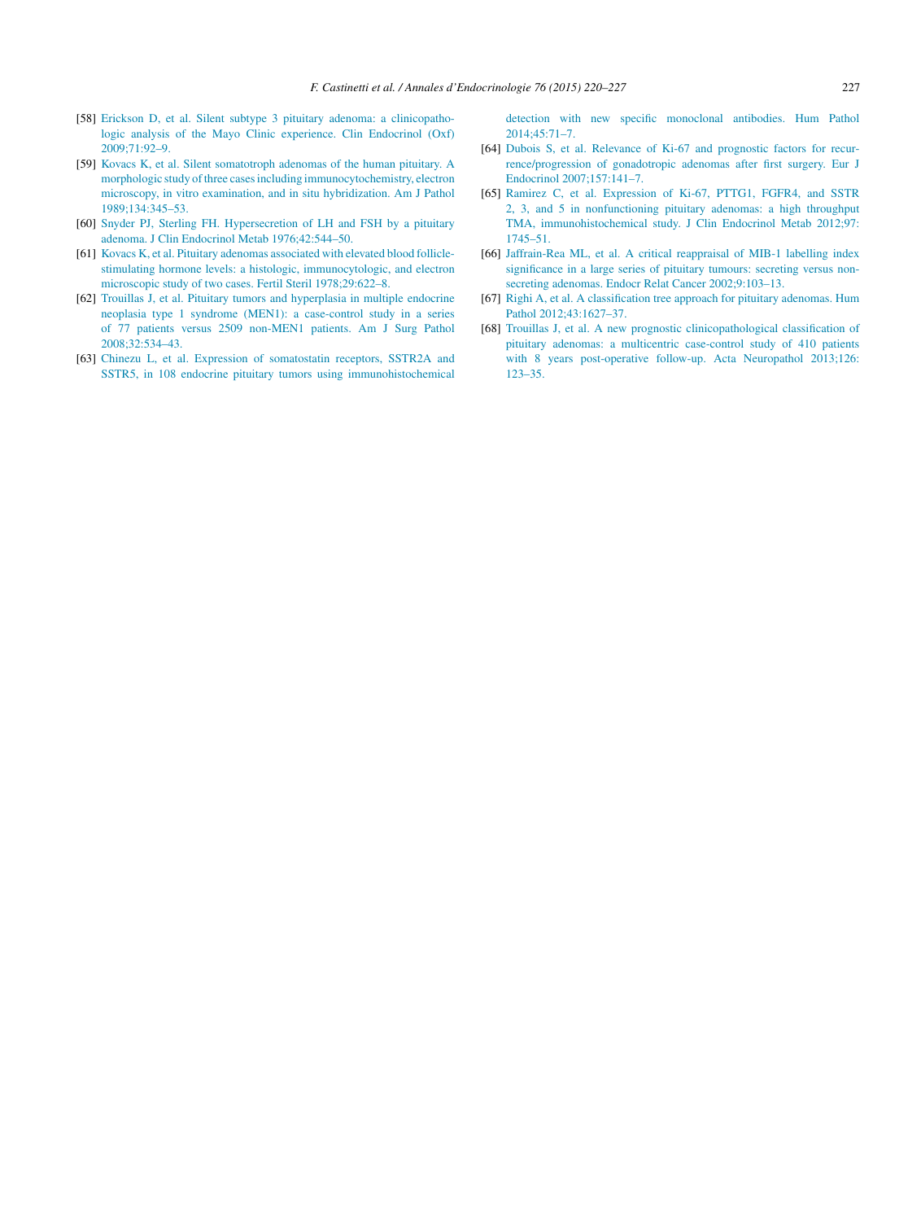[58] Erickson D, et al. Silent subtype 3 pituitary adenoma: a clinicopathologic analysis of the Mayo Clinic experience. Clin Endocrinol (Oxf) 2009;71:92–9.

[59] Kovacs K, et al. Silent somatotroph adenomas of the human pituitary. A morphologic study of three cases including immunocytochemistry, electron microscopy, in vitro examination, and in situ hybridization. Am J Pathol 1989;134:345–53.

[60] Snyder PJ, Sterling FH. Hypersecretion of LH and FSH by a pituitary adenoma. J Clin Endocrinol Metab 1976;42:544–50.

[61] Kovacs K, et al. Pituitary adenomas associated with elevated blood follicle-stimulating hormone levels: a histologic, immunocytologic, and electron microscopic study of two cases. Fertil Steril 1978;29:622–8.

[62] Trouillas J, et al. Pituitary tumors and hyperplasia in multiple endocrine neoplasia type 1 syndrome (MEN1): a case-control study in a series of 77 patients versus 2509 non-MEN1 patients. Am J Surg Pathol 2008;32:534–43.

[63] Chinezu L, et al. Expression of somatostatin receptors, SSTR2A and SSTR5, in 108 endocrine pituitary tumors using immunohistochemical detection with new specific monoclonal antibodies. Hum Pathol 2014;45:71–7.

[64] Dubois S, et al. Relevance of Ki-67 and prognostic factors for recurrence/progression of gonadotropic adenomas after first surgery. Eur J Endocrinol 2007;157:141–7.

[65] Ramirez C, et al. Expression of Ki-67, PTTG1, FGFR4, and SSTR 2, 3, and 5 in nonfunctioning pituitary adenomas: a high throughput TMA, immunohistochemical study. J Clin Endocrinol Metab 2012;97:1745–51.

[66] Jaffrain-Rea ML, et al. A critical reappraisal of MIB-1 labelling index significance in a large series of pituitary tumours: secreting versus non-secreting adenomas. Endocr Relat Cancer 2002;9:103–13.

[67] Righi A, et al. A classification tree approach for pituitary adenomas. Hum Pathol 2012;43:1627–37.

[68] Trouillas J, et al. A new prognostic clinicopathological classification of pituitary adenomas: a multicentric case-control study of 410 patients with 8 years post-operative follow-up. Acta Neuropathol 2013;126:123–35.